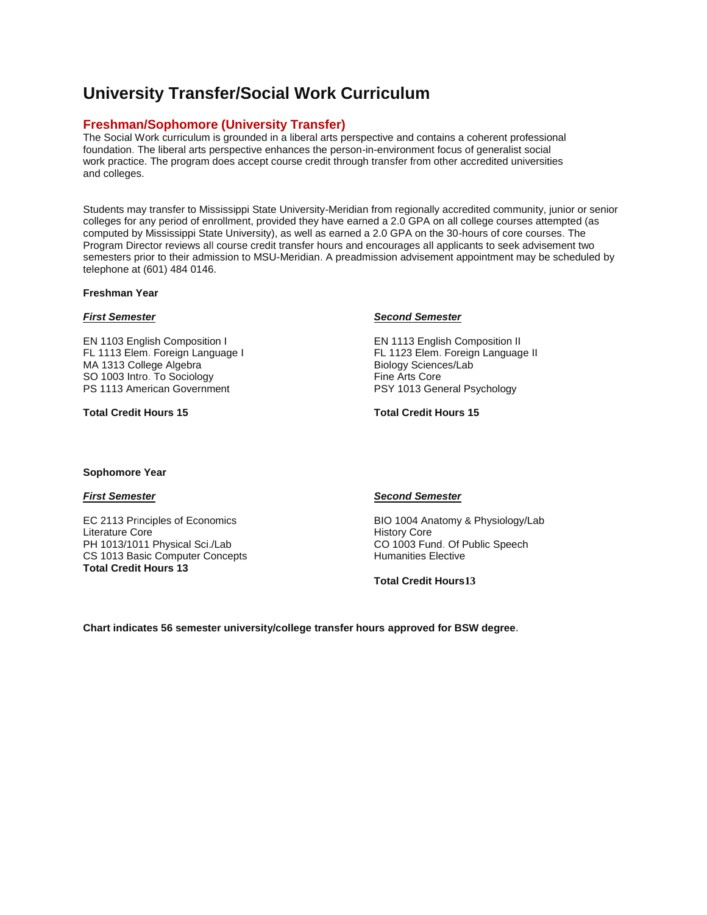# University Transfer/Social Work Curriculum

## Freshman/Sophomore (University Transfer)

The Social Work curriculum is grounded in a liberal arts perspective and contains a coherent professional foundation. The liberal arts perspective enhances the person-in-environment focus of generalist social work practice. The program does accept course credit through transfer from other accredited universities and colleges.

Students may transfer to Mississippi State University-Meridian from regionally accredited community, junior or senior colleges for any period of enrollment, provided they have earned a 2.0 GPA on all college courses attempted (as computed by Mississippi State University), as well as earned a 2.0 GPA on the 30-hours of core courses. The Program Director reviews all course credit transfer hours and encourages all applicants to seek advisement two semesters prior to their admission to MSU-Meridian. A preadmission advisement appointment may be scheduled by telephone at (601) 484 0146.

**Freshman Year**

***First Semester***

EN 1103 English Composition I
FL 1113 Elem. Foreign Language I
MA 1313 College Algebra
SO 1003 Intro. To Sociology
PS 1113 American Government

**Total Credit Hours 15**

***Second Semester***

EN 1113 English Composition II
FL 1123 Elem. Foreign Language II
Biology Sciences/Lab
Fine Arts Core
PSY 1013 General Psychology

**Total Credit Hours 15**

**Sophomore Year**

***First Semester***

EC 2113 Principles of Economics
Literature Core
PH 1013/1011 Physical Sci./Lab
CS 1013 Basic Computer Concepts
**Total Credit Hours 13**

***Second Semester***

BIO 1004 Anatomy & Physiology/Lab
History Core
CO 1003 Fund. Of Public Speech
Humanities Elective

**Total Credit Hours13**

**Chart indicates 56 semester university/college transfer hours approved for BSW degree.**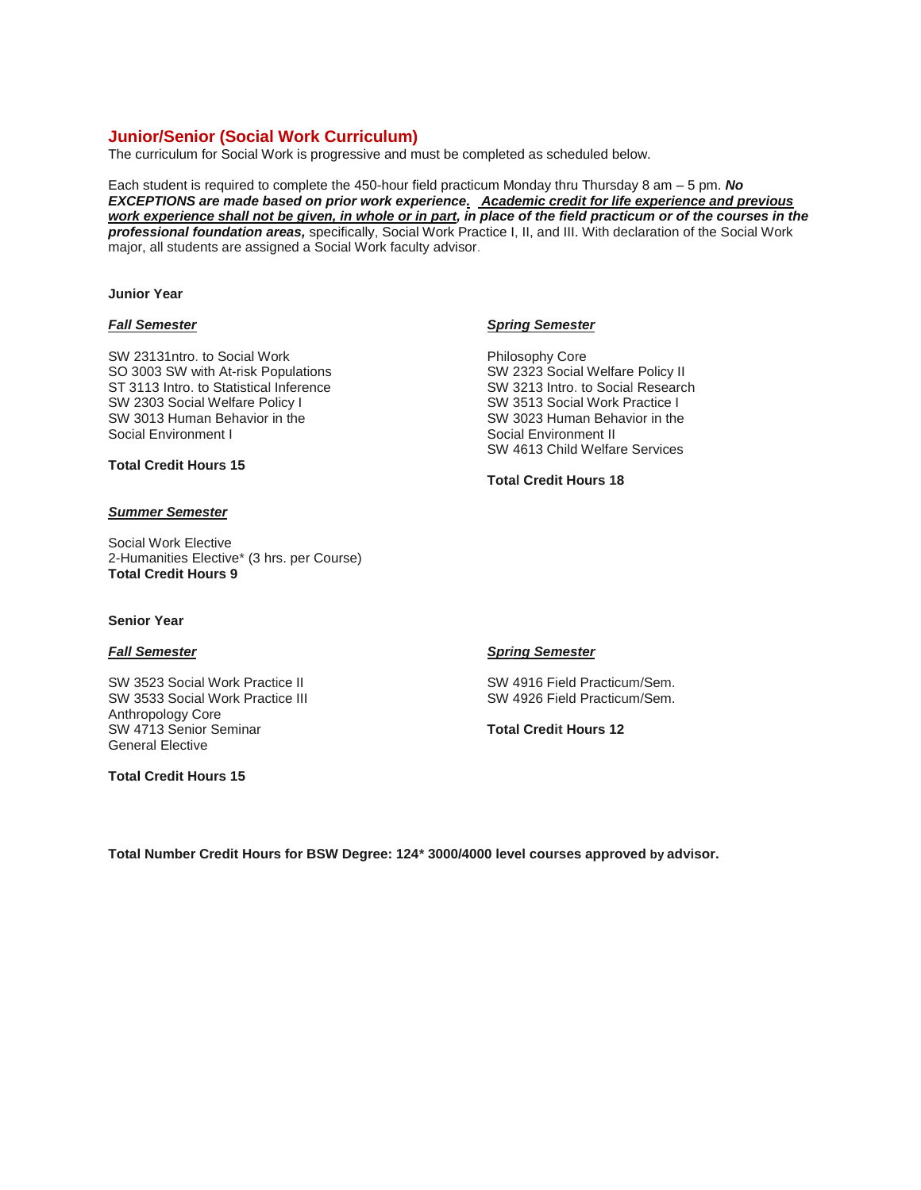## Junior/Senior (Social Work Curriculum)

The curriculum for Social Work is progressive and must be completed as scheduled below.

Each student is required to complete the 450-hour field practicum Monday thru Thursday 8 am – 5 pm. ***No EXCEPTIONS are made based on prior work experience.*** ***Academic credit for life experience and previous work experience shall not be given, in whole or in part, in place of the field practicum or of the courses in the professional foundation areas,*** specifically, Social Work Practice I, II, and III. With declaration of the Social Work major, all students are assigned a Social Work faculty advisor.

**Junior Year**

***Fall Semester***

SW 23131ntro. to Social Work
SO 3003 SW with At-risk Populations
ST 3113 Intro. to Statistical Inference
SW 2303 Social Welfare Policy I
SW 3013 Human Behavior in the Social Environment I

**Total Credit Hours 15**

***Spring Semester***

Philosophy Core
SW 2323 Social Welfare Policy II
SW 3213 Intro. to Social Research
SW 3513 Social Work Practice I
SW 3023 Human Behavior in the Social Environment II
SW 4613 Child Welfare Services

**Total Credit Hours 18**

***Summer Semester***

Social Work Elective
2-Humanities Elective* (3 hrs. per Course)
**Total Credit Hours 9**

**Senior Year**

***Fall Semester***

SW 3523 Social Work Practice II
SW 3533 Social Work Practice III
Anthropology Core
SW 4713 Senior Seminar
General Elective

**Total Credit Hours 15**

***Spring Semester***

SW 4916 Field Practicum/Sem.
SW 4926 Field Practicum/Sem.

**Total Credit Hours 12**

**Total Number Credit Hours for BSW Degree: 124* 3000/4000 level courses approved by advisor.**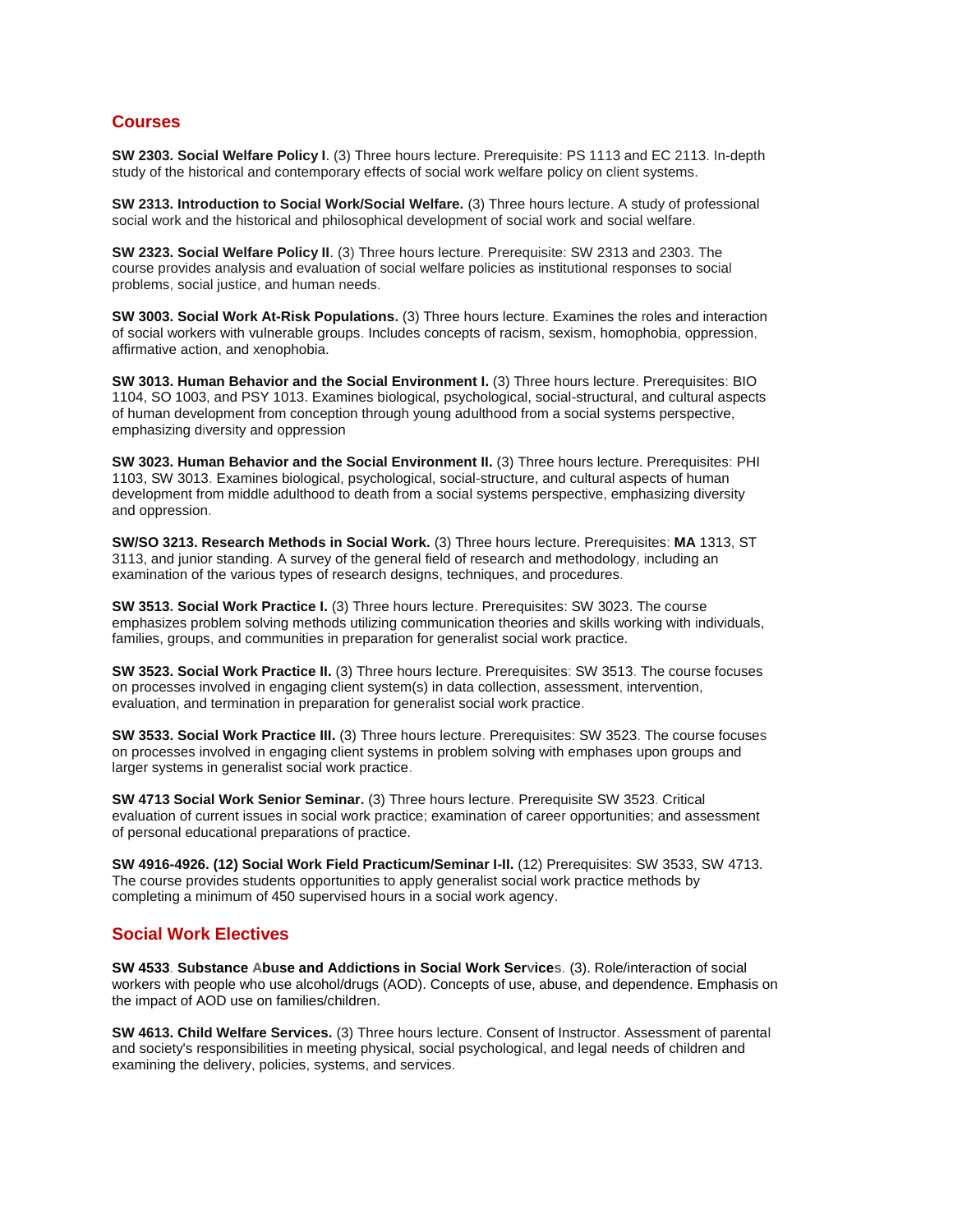## Courses

**SW 2303. Social Welfare Policy I**. (3) Three hours lecture. Prerequisite: PS 1113 and EC 2113. In-depth study of the historical and contemporary effects of social work welfare policy on client systems.

**SW 2313. Introduction to Social Work/Social Welfare.** (3) Three hours lecture. A study of professional social work and the historical and philosophical development of social work and social welfare.

**SW 2323. Social Welfare Policy II**. (3) Three hours lecture. Prerequisite: SW 2313 and 2303. The course provides analysis and evaluation of social welfare policies as institutional responses to social problems, social justice, and human needs.

**SW 3003. Social Work At-Risk Populations.** (3) Three hours lecture. Examines the roles and interaction of social workers with vulnerable groups. Includes concepts of racism, sexism, homophobia, oppression, affirmative action, and xenophobia.

**SW 3013. Human Behavior and the Social Environment I.** (3) Three hours lecture. Prerequisites: BIO 1104, SO 1003, and PSY 1013. Examines biological, psychological, social-structural, and cultural aspects of human development from conception through young adulthood from a social systems perspective, emphasizing diversity and oppression

**SW 3023. Human Behavior and the Social Environment II.** (3) Three hours lecture. Prerequisites: PHI 1103, SW 3013. Examines biological, psychological, social-structure, and cultural aspects of human development from middle adulthood to death from a social systems perspective, emphasizing diversity and oppression.

**SW/SO 3213. Research Methods in Social Work.** (3) Three hours lecture. Prerequisites: **MA** 1313, ST 3113, and junior standing. A survey of the general field of research and methodology, including an examination of the various types of research designs, techniques, and procedures.

**SW 3513. Social Work Practice I.** (3) Three hours lecture. Prerequisites: SW 3023. The course emphasizes problem solving methods utilizing communication theories and skills working with individuals, families, groups, and communities in preparation for generalist social work practice.

**SW 3523. Social Work Practice II.** (3) Three hours lecture. Prerequisites: SW 3513. The course focuses on processes involved in engaging client system(s) in data collection, assessment, intervention, evaluation, and termination in preparation for generalist social work practice.

**SW 3533. Social Work Practice III.** (3) Three hours lecture. Prerequisites: SW 3523. The course focuses on processes involved in engaging client systems in problem solving with emphases upon groups and larger systems in generalist social work practice.

**SW 4713 Social Work Senior Seminar.** (3) Three hours lecture. Prerequisite SW 3523. Critical evaluation of current issues in social work practice; examination of career opportunities; and assessment of personal educational preparations of practice.

**SW 4916-4926. (12) Social Work Field Practicum/Seminar I-II.** (12) Prerequisites: SW 3533, SW 4713. The course provides students opportunities to apply generalist social work practice methods by completing a minimum of 450 supervised hours in a social work agency.

## Social Work Electives

**SW 4533. Substance Abuse and Addictions in Social Work Services.** (3). Role/interaction of social workers with people who use alcohol/drugs (AOD). Concepts of use, abuse, and dependence. Emphasis on the impact of AOD use on families/children.

**SW 4613. Child Welfare Services.** (3) Three hours lecture. Consent of Instructor. Assessment of parental and society's responsibilities in meeting physical, social psychological, and legal needs of children and examining the delivery, policies, systems, and services.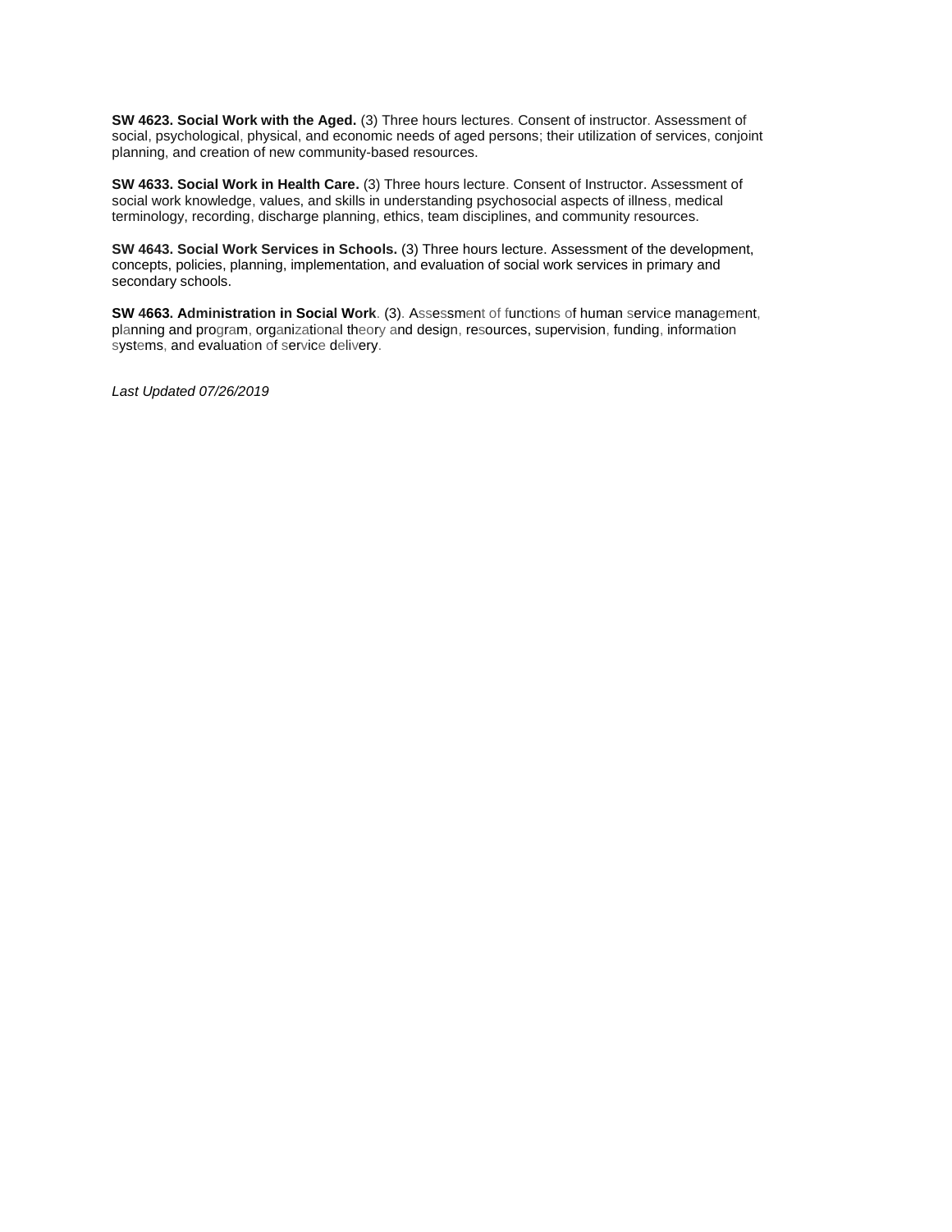**SW 4623. Social Work with the Aged.** (3) Three hours lectures. Consent of instructor. Assessment of social, psychological, physical, and economic needs of aged persons; their utilization of services, conjoint planning, and creation of new community-based resources.

**SW 4633. Social Work in Health Care.** (3) Three hours lecture. Consent of Instructor. Assessment of social work knowledge, values, and skills in understanding psychosocial aspects of illness, medical terminology, recording, discharge planning, ethics, team disciplines, and community resources.

**SW 4643. Social Work Services in Schools.** (3) Three hours lecture. Assessment of the development, concepts, policies, planning, implementation, and evaluation of social work services in primary and secondary schools.

**SW 4663. Administration in Social Work**. (3). Assessment of functions of human service management, planning and program, organizational theory and design, resources, supervision, funding, information systems, and evaluation of service delivery.

*Last Updated 07/26/2019*